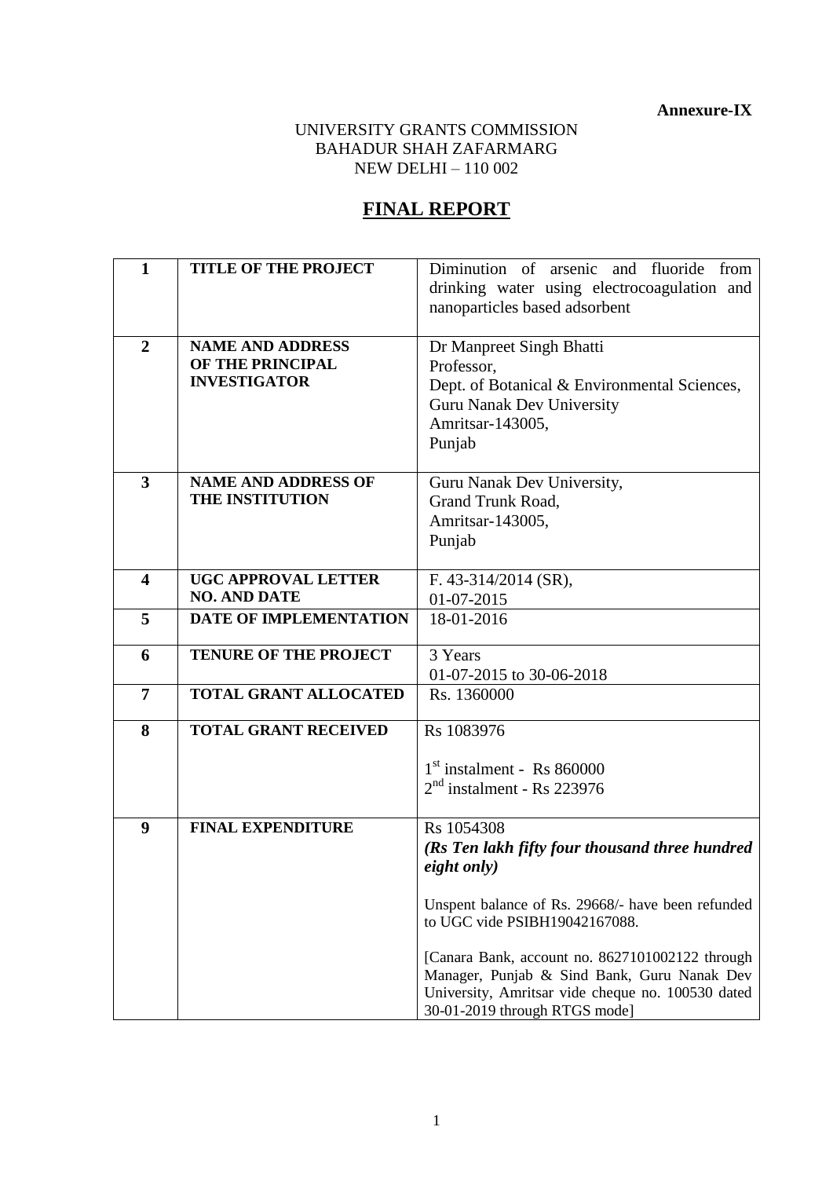**Annexure-IX**

UNIVERSITY GRANTS COMMISSION
BAHADUR SHAH ZAFARMARG
NEW DELHI – 110 002

# FINAL REPORT

| | | |
|---|---|---|
| **1** | **TITLE OF THE PROJECT** | Diminution of arsenic and fluoride from drinking water using electrocoagulation and nanoparticles based adsorbent |
| **2** | **NAME AND ADDRESS OF THE PRINCIPAL INVESTIGATOR** | Dr Manpreet Singh Bhatti<br>Professor,<br>Dept. of Botanical & Environmental Sciences,<br>Guru Nanak Dev University<br>Amritsar-143005,<br>Punjab |
| **3** | **NAME AND ADDRESS OF THE INSTITUTION** | Guru Nanak Dev University,<br>Grand Trunk Road,<br>Amritsar-143005,<br>Punjab |
| **4** | **UGC APPROVAL LETTER NO. AND DATE** | F. 43-314/2014 (SR),<br>01-07-2015 |
| **5** | **DATE OF IMPLEMENTATION** | 18-01-2016 |
| **6** | **TENURE OF THE PROJECT** | 3 Years<br>01-07-2015 to 30-06-2018 |
| **7** | **TOTAL GRANT ALLOCATED** | Rs. 1360000 |
| **8** | **TOTAL GRANT RECEIVED** | Rs 1083976<br><br>1st instalment - Rs 860000<br>2nd instalment - Rs 223976 |
| **9** | **FINAL EXPENDITURE** | Rs 1054308<br>***(Rs Ten lakh fifty four thousand three hundred eight only)***<br><br>Unspent balance of Rs. 29668/- have been refunded to UGC vide PSIBH19042167088.<br><br>[Canara Bank, account no. 8627101002122 through Manager, Punjab & Sind Bank, Guru Nanak Dev University, Amritsar vide cheque no. 100530 dated 30-01-2019 through RTGS mode] |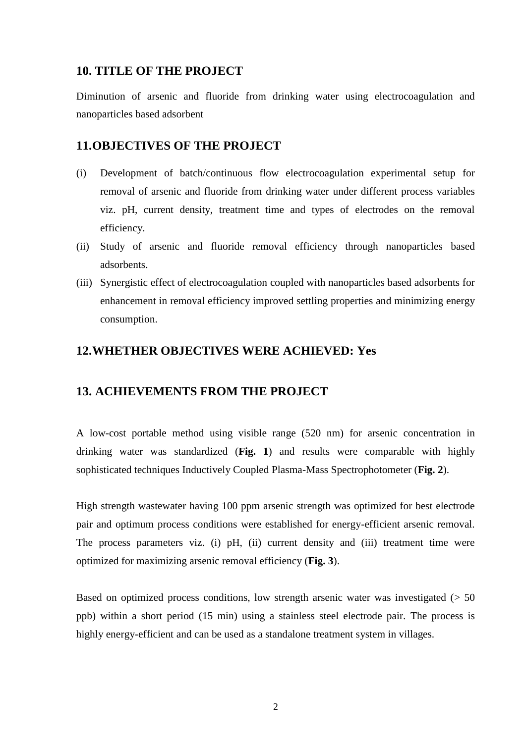## 10. TITLE OF THE PROJECT

Diminution of arsenic and fluoride from drinking water using electrocoagulation and nanoparticles based adsorbent

## 11.OBJECTIVES OF THE PROJECT

(i) Development of batch/continuous flow electrocoagulation experimental setup for removal of arsenic and fluoride from drinking water under different process variables viz. pH, current density, treatment time and types of electrodes on the removal efficiency.

(ii) Study of arsenic and fluoride removal efficiency through nanoparticles based adsorbents.

(iii) Synergistic effect of electrocoagulation coupled with nanoparticles based adsorbents for enhancement in removal efficiency improved settling properties and minimizing energy consumption.

## 12.WHETHER OBJECTIVES WERE ACHIEVED: Yes

## 13. ACHIEVEMENTS FROM THE PROJECT

A low-cost portable method using visible range (520 nm) for arsenic concentration in drinking water was standardized (**Fig. 1**) and results were comparable with highly sophisticated techniques Inductively Coupled Plasma-Mass Spectrophotometer (**Fig. 2**).

High strength wastewater having 100 ppm arsenic strength was optimized for best electrode pair and optimum process conditions were established for energy-efficient arsenic removal. The process parameters viz. (i) pH, (ii) current density and (iii) treatment time were optimized for maximizing arsenic removal efficiency (**Fig. 3**).

Based on optimized process conditions, low strength arsenic water was investigated (> 50 ppb) within a short period (15 min) using a stainless steel electrode pair. The process is highly energy-efficient and can be used as a standalone treatment system in villages.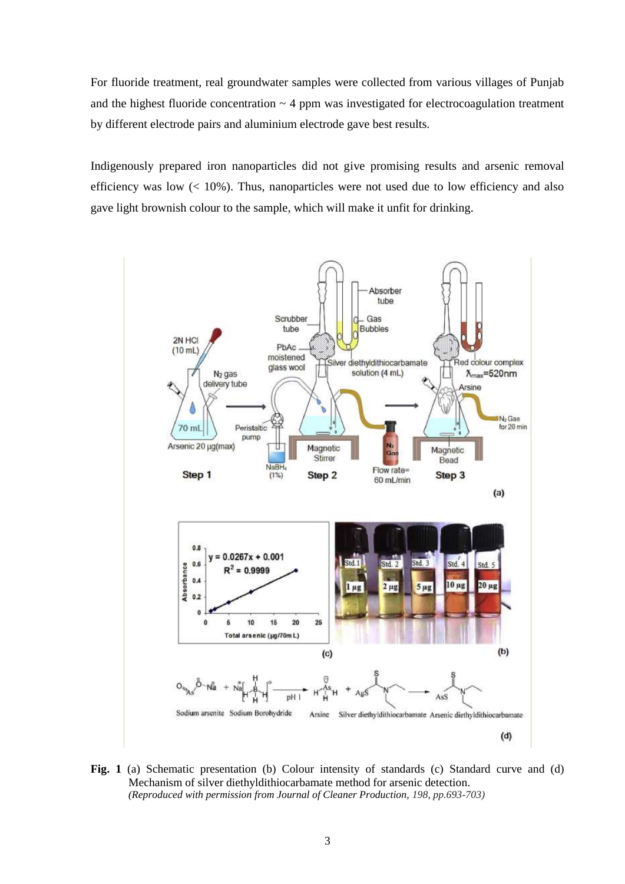For fluoride treatment, real groundwater samples were collected from various villages of Punjab and the highest fluoride concentration ~ 4 ppm was investigated for electrocoagulation treatment by different electrode pairs and aluminium electrode gave best results.

Indigenously prepared iron nanoparticles did not give promising results and arsenic removal efficiency was low (< 10%). Thus, nanoparticles were not used due to low efficiency and also gave light brownish colour to the sample, which will make it unfit for drinking.

**Fig. 1** (a) Schematic presentation (b) Colour intensity of standards (c) Standard curve and (d) Mechanism of silver diethyldithiocarbamate method for arsenic detection.
*(Reproduced with permission from Journal of Cleaner Production, 198, pp.693-703)*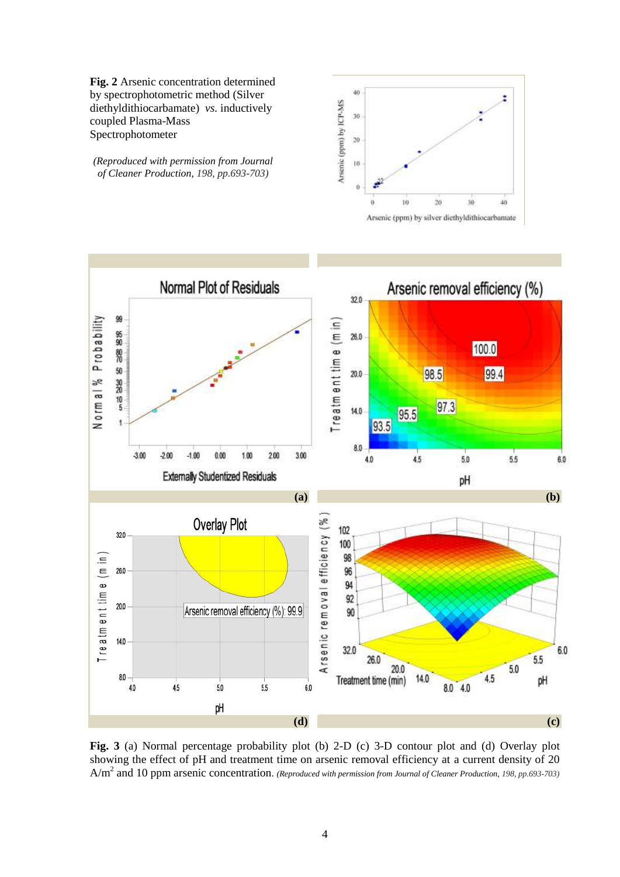**Fig. 2** Arsenic concentration determined by spectrophotometric method (Silver diethyldithiocarbamate) *vs.* inductively coupled Plasma-Mass Spectrophotometer

*(Reproduced with permission from Journal of Cleaner Production, 198, pp.693-703)*

**Fig. 3** (a) Normal percentage probability plot (b) 2-D (c) 3-D contour plot and (d) Overlay plot showing the effect of pH and treatment time on arsenic removal efficiency at a current density of 20 $A/m^2$ and 10 ppm arsenic concentration. *(Reproduced with permission from Journal of Cleaner Production, 198, pp.693-703)*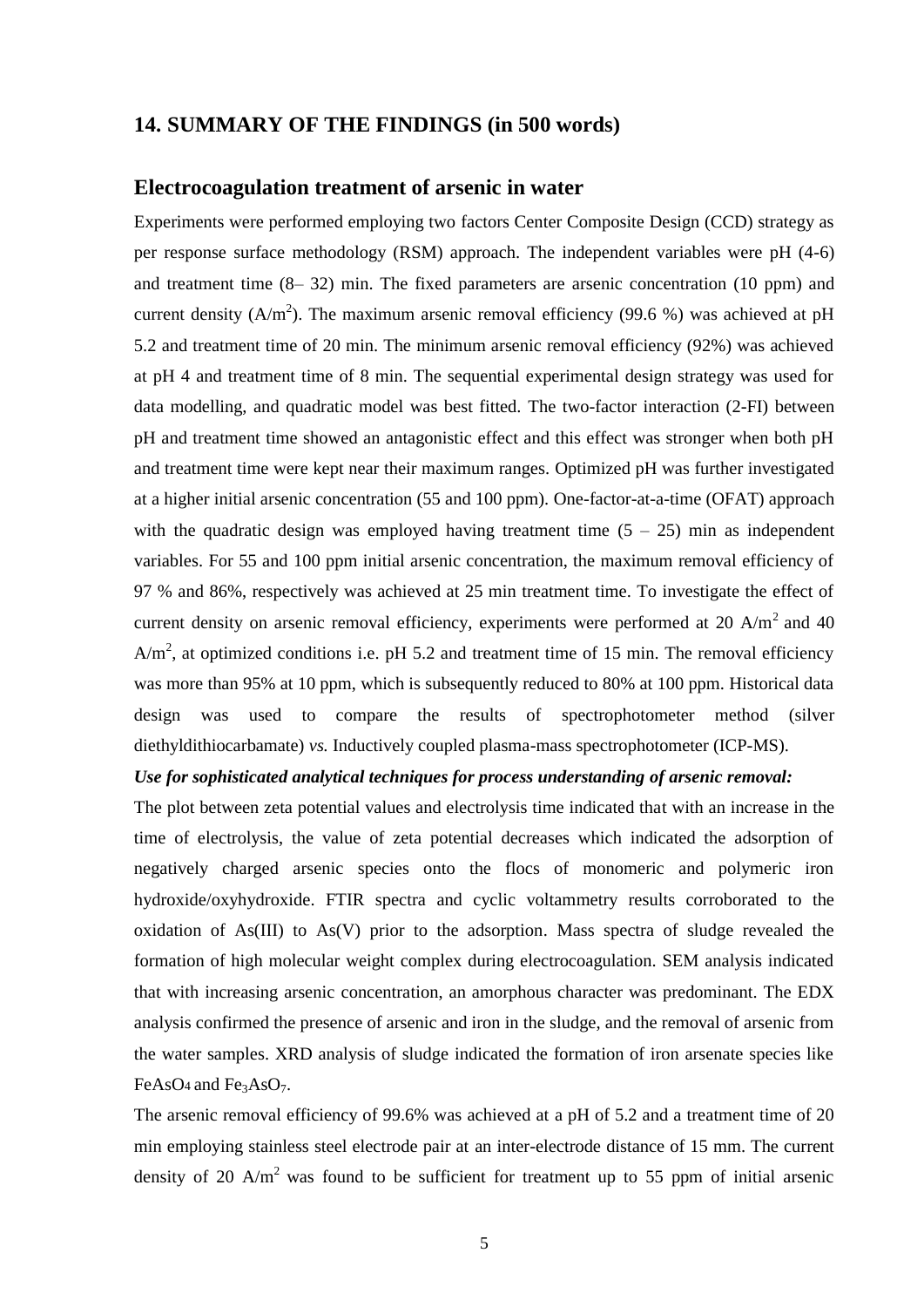## 14. SUMMARY OF THE FINDINGS (in 500 words)

### Electrocoagulation treatment of arsenic in water

Experiments were performed employing two factors Center Composite Design (CCD) strategy as per response surface methodology (RSM) approach. The independent variables were pH (4-6) and treatment time (8– 32) min. The fixed parameters are arsenic concentration (10 ppm) and current density ($A/m^2$). The maximum arsenic removal efficiency (99.6 %) was achieved at pH 5.2 and treatment time of 20 min. The minimum arsenic removal efficiency (92%) was achieved at pH 4 and treatment time of 8 min. The sequential experimental design strategy was used for data modelling, and quadratic model was best fitted. The two-factor interaction (2-FI) between pH and treatment time showed an antagonistic effect and this effect was stronger when both pH and treatment time were kept near their maximum ranges. Optimized pH was further investigated at a higher initial arsenic concentration (55 and 100 ppm). One-factor-at-a-time (OFAT) approach with the quadratic design was employed having treatment time (5 – 25) min as independent variables. For 55 and 100 ppm initial arsenic concentration, the maximum removal efficiency of 97 % and 86%, respectively was achieved at 25 min treatment time. To investigate the effect of current density on arsenic removal efficiency, experiments were performed at 20 $A/m^2$ and 40 $A/m^2$, at optimized conditions i.e. pH 5.2 and treatment time of 15 min. The removal efficiency was more than 95% at 10 ppm, which is subsequently reduced to 80% at 100 ppm. Historical data design was used to compare the results of spectrophotometer method (silver diethyldithiocarbamate) *vs.* Inductively coupled plasma-mass spectrophotometer (ICP-MS).

***Use for sophisticated analytical techniques for process understanding of arsenic removal:***

The plot between zeta potential values and electrolysis time indicated that with an increase in the time of electrolysis, the value of zeta potential decreases which indicated the adsorption of negatively charged arsenic species onto the flocs of monomeric and polymeric iron hydroxide/oxyhydroxide. FTIR spectra and cyclic voltammetry results corroborated to the oxidation of As(III) to As(V) prior to the adsorption. Mass spectra of sludge revealed the formation of high molecular weight complex during electrocoagulation. SEM analysis indicated that with increasing arsenic concentration, an amorphous character was predominant. The EDX analysis confirmed the presence of arsenic and iron in the sludge, and the removal of arsenic from the water samples. XRD analysis of sludge indicated the formation of iron arsenate species like $FeAsO_4$ and $Fe_3AsO_7$.

The arsenic removal efficiency of 99.6% was achieved at a pH of 5.2 and a treatment time of 20 min employing stainless steel electrode pair at an inter-electrode distance of 15 mm. The current density of 20 $A/m^2$ was found to be sufficient for treatment up to 55 ppm of initial arsenic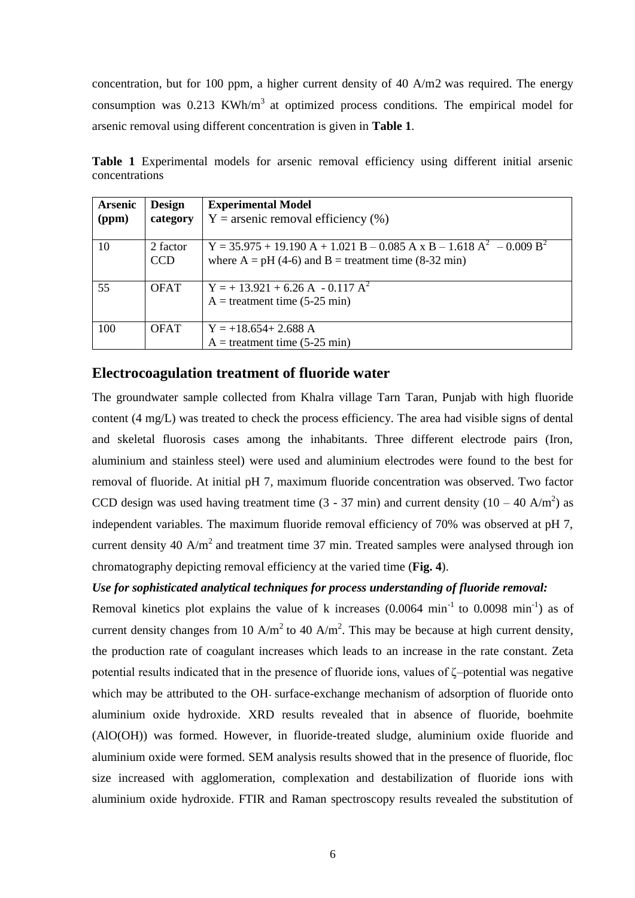concentration, but for 100 ppm, a higher current density of 40 A/m2 was required. The energy consumption was 0.213 $KWh/m^3$ at optimized process conditions. The empirical model for arsenic removal using different concentration is given in **Table 1**.

**Table 1** Experimental models for arsenic removal efficiency using different initial arsenic concentrations

| Arsenic (ppm) | Design category | Experimental Model<br>Y = arsenic removal efficiency (%) |
|---|---|---|
| 10 | 2 factor CCD | $Y = 35.975 + 19.190\,A + 1.021\,B - 0.085\,A \times B - 1.618\,A^2 - 0.009\,B^2$<br>where A = pH (4-6) and B = treatment time (8-32 min) |
| 55 | OFAT | $Y = +\,13.921 + 6.26\,A - 0.117\,A^2$<br>A = treatment time (5-25 min) |
| 100 | OFAT | $Y = +18.654 + 2.688\,A$<br>A = treatment time (5-25 min) |

## Electrocoagulation treatment of fluoride water

The groundwater sample collected from Khalra village Tarn Taran, Punjab with high fluoride content (4 mg/L) was treated to check the process efficiency. The area had visible signs of dental and skeletal fluorosis cases among the inhabitants. Three different electrode pairs (Iron, aluminium and stainless steel) were used and aluminium electrodes were found to the best for removal of fluoride. At initial pH 7, maximum fluoride concentration was observed. Two factor CCD design was used having treatment time (3 - 37 min) and current density (10 – 40 $A/m^2$) as independent variables. The maximum fluoride removal efficiency of 70% was observed at pH 7, current density 40 $A/m^2$ and treatment time 37 min. Treated samples were analysed through ion chromatography depicting removal efficiency at the varied time (**Fig. 4**).

***Use for sophisticated analytical techniques for process understanding of fluoride removal:***

Removal kinetics plot explains the value of k increases (0.0064 $min^{-1}$ to 0.0098 $min^{-1}$) as of current density changes from 10 $A/m^2$ to 40 $A/m^2$. This may be because at high current density, the production rate of coagulant increases which leads to an increase in the rate constant. Zeta potential results indicated that in the presence of fluoride ions, values of ζ–potential was negative which may be attributed to the $OH^-$ surface-exchange mechanism of adsorption of fluoride onto aluminium oxide hydroxide. XRD results revealed that in absence of fluoride, boehmite (AlO(OH)) was formed. However, in fluoride-treated sludge, aluminium oxide fluoride and aluminium oxide were formed. SEM analysis results showed that in the presence of fluoride, floc size increased with agglomeration, complexation and destabilization of fluoride ions with aluminium oxide hydroxide. FTIR and Raman spectroscopy results revealed the substitution of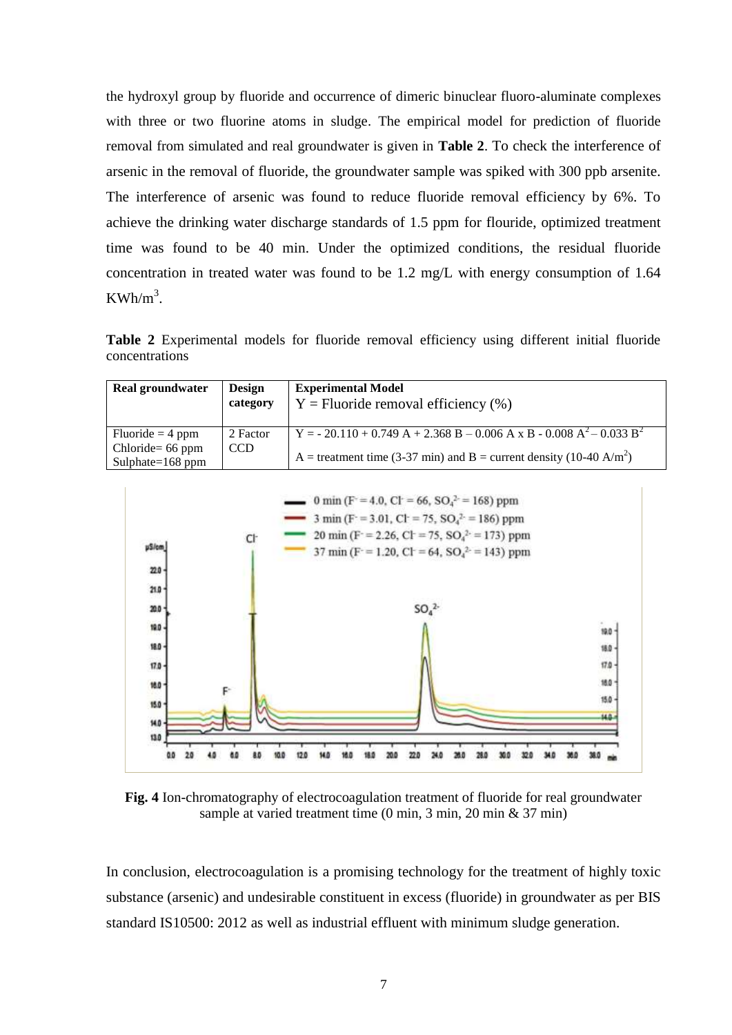the hydroxyl group by fluoride and occurrence of dimeric binuclear fluoro-aluminate complexes with three or two fluorine atoms in sludge. The empirical model for prediction of fluoride removal from simulated and real groundwater is given in **Table 2**. To check the interference of arsenic in the removal of fluoride, the groundwater sample was spiked with 300 ppb arsenite. The interference of arsenic was found to reduce fluoride removal efficiency by 6%. To achieve the drinking water discharge standards of 1.5 ppm for flouride, optimized treatment time was found to be 40 min. Under the optimized conditions, the residual fluoride concentration in treated water was found to be 1.2 mg/L with energy consumption of 1.64 $KWh/m^3$.

**Table 2** Experimental models for fluoride removal efficiency using different initial fluoride concentrations

| Real groundwater | Design category | Experimental Model<br>Y = Fluoride removal efficiency (%) |
| --- | --- | --- |
| Fluoride = 4 ppm<br>Chloride= 66 ppm<br>Sulphate=168 ppm | 2 Factor CCD | $Y = -20.110 + 0.749\ A + 2.368\ B - 0.006\ A \times B - 0.008\ A^2 - 0.033\ B^2$<br>A = treatment time (3-37 min) and B = current density (10-40 $A/m^2$) |

**Fig. 4** Ion-chromatography of electrocoagulation treatment of fluoride for real groundwater sample at varied treatment time (0 min, 3 min, 20 min & 37 min)

In conclusion, electrocoagulation is a promising technology for the treatment of highly toxic substance (arsenic) and undesirable constituent in excess (fluoride) in groundwater as per BIS standard IS10500: 2012 as well as industrial effluent with minimum sludge generation.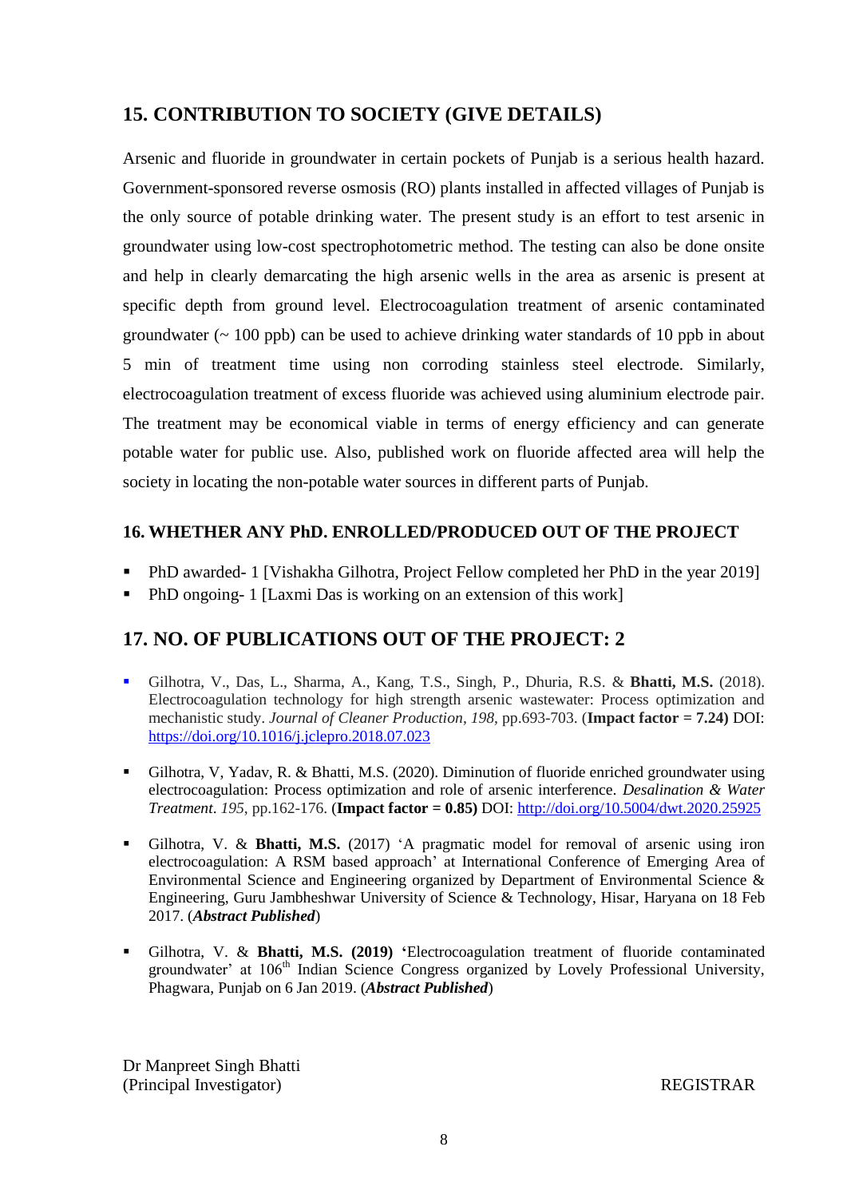## 15. CONTRIBUTION TO SOCIETY (GIVE DETAILS)

Arsenic and fluoride in groundwater in certain pockets of Punjab is a serious health hazard. Government-sponsored reverse osmosis (RO) plants installed in affected villages of Punjab is the only source of potable drinking water. The present study is an effort to test arsenic in groundwater using low-cost spectrophotometric method. The testing can also be done onsite and help in clearly demarcating the high arsenic wells in the area as arsenic is present at specific depth from ground level. Electrocoagulation treatment of arsenic contaminated groundwater (~ 100 ppb) can be used to achieve drinking water standards of 10 ppb in about 5 min of treatment time using non corroding stainless steel electrode. Similarly, electrocoagulation treatment of excess fluoride was achieved using aluminium electrode pair. The treatment may be economical viable in terms of energy efficiency and can generate potable water for public use. Also, published work on fluoride affected area will help the society in locating the non-potable water sources in different parts of Punjab.

### 16. WHETHER ANY PhD. ENROLLED/PRODUCED OUT OF THE PROJECT

- PhD awarded- 1 [Vishakha Gilhotra, Project Fellow completed her PhD in the year 2019]
- PhD ongoing- 1 [Laxmi Das is working on an extension of this work]

## 17. NO. OF PUBLICATIONS OUT OF THE PROJECT: 2

- Gilhotra, V., Das, L., Sharma, A., Kang, T.S., Singh, P., Dhuria, R.S. & **Bhatti, M.S.** (2018). Electrocoagulation technology for high strength arsenic wastewater: Process optimization and mechanistic study. *Journal of Cleaner Production*, *198*, pp.693-703. (**Impact factor = 7.24)** DOI: https://doi.org/10.1016/j.jclepro.2018.07.023

- Gilhotra, V, Yadav, R. & Bhatti, M.S. (2020). Diminution of fluoride enriched groundwater using electrocoagulation: Process optimization and role of arsenic interference. *Desalination & Water Treatment*. *195*, pp.162-176. (**Impact factor = 0.85)** DOI: http://doi.org/10.5004/dwt.2020.25925

- Gilhotra, V. & **Bhatti, M.S.** (2017) 'A pragmatic model for removal of arsenic using iron electrocoagulation: A RSM based approach' at International Conference of Emerging Area of Environmental Science and Engineering organized by Department of Environmental Science & Engineering, Guru Jambheshwar University of Science & Technology, Hisar, Haryana on 18 Feb 2017. (***Abstract Published***)

- Gilhotra, V. & **Bhatti, M.S. (2019)** '**Electrocoagulation treatment of fluoride contaminated groundwater' at 106th Indian Science Congress organized by Lovely Professional University, Phagwara, Punjab on 6 Jan 2019. (***Abstract Published***)

Dr Manpreet Singh Bhatti
(Principal Investigator)

REGISTRAR